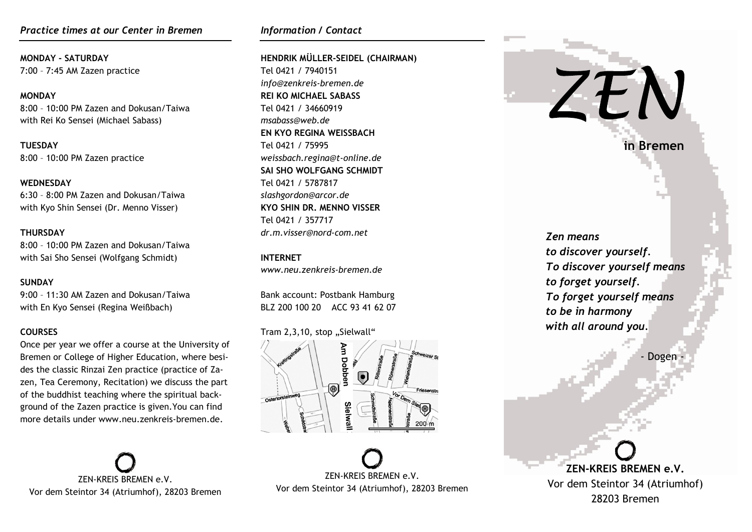## *Practice times at our Center in Bremen*

**MONDAY - SATURDAY**
7:00 – 7:45 AM Zazen practice

**MONDAY**
8:00 – 10:00 PM Zazen and Dokusan/Taiwa
with Rei Ko Sensei (Michael Sabass)

**TUESDAY**
8:00 – 10:00 PM Zazen practice

**WEDNESDAY**
6:30 – 8:00 PM Zazen and Dokusan/Taiwa
with Kyo Shin Sensei (Dr. Menno Visser)

**THURSDAY**
8:00 – 10:00 PM Zazen and Dokusan/Taiwa
with Sai Sho Sensei (Wolfgang Schmidt)

**SUNDAY**
9:00 – 11:30 AM Zazen and Dokusan/Taiwa
with En Kyo Sensei (Regina Weißbach)

**COURSES**

Once per year we offer a course at the University of Bremen or College of Higher Education, where besides the classic Rinzai Zen practice (practice of Zazen, Tea Ceremony, Recitation) we discuss the part of the buddhist teaching where the spiritual background of the Zazen practice is given.You can find more details under www.neu.zenkreis-bremen.de.

ZEN-KREIS BREMEN e.V.
Vor dem Steintor 34 (Atriumhof), 28203 Bremen

## *Information / Contact*

**HENDRIK MÜLLER-SEIDEL (CHAIRMAN)**
Tel 0421 / 7940151
*info@zenkreis-bremen.de*

**REI KO MICHAEL SABASS**
Tel 0421 / 34660919
*msabass@web.de*

**EN KYO REGINA WEISSBACH**
Tel 0421 / 75995
*weissbach.regina@t-online.de*

**SAI SHO WOLFGANG SCHMIDT**
Tel 0421 / 5787817
*slashgordon@arcor.de*

**KYO SHIN DR. MENNO VISSER**
Tel 0421 / 357717
*dr.m.visser@nord-com.net*

**INTERNET**
*www.neu.zenkreis-bremen.de*

Bank account: Postbank Hamburg
BLZ 200 100 20 ACC 93 41 62 07

Tram 2,3,10, stop „Sielwall“

ZEN-KREIS BREMEN e.V.
Vor dem Steintor 34 (Atriumhof), 28203 Bremen

# *ZEN*

**in Bremen**

*Zen means*
*to discover yourself.*
*To discover yourself means*
*to forget yourself.*
*To forget yourself means*
*to be in harmony*
*with all around you.*

\- Dogen -

**ZEN-KREIS BREMEN e.V.**
Vor dem Steintor 34 (Atriumhof)
28203 Bremen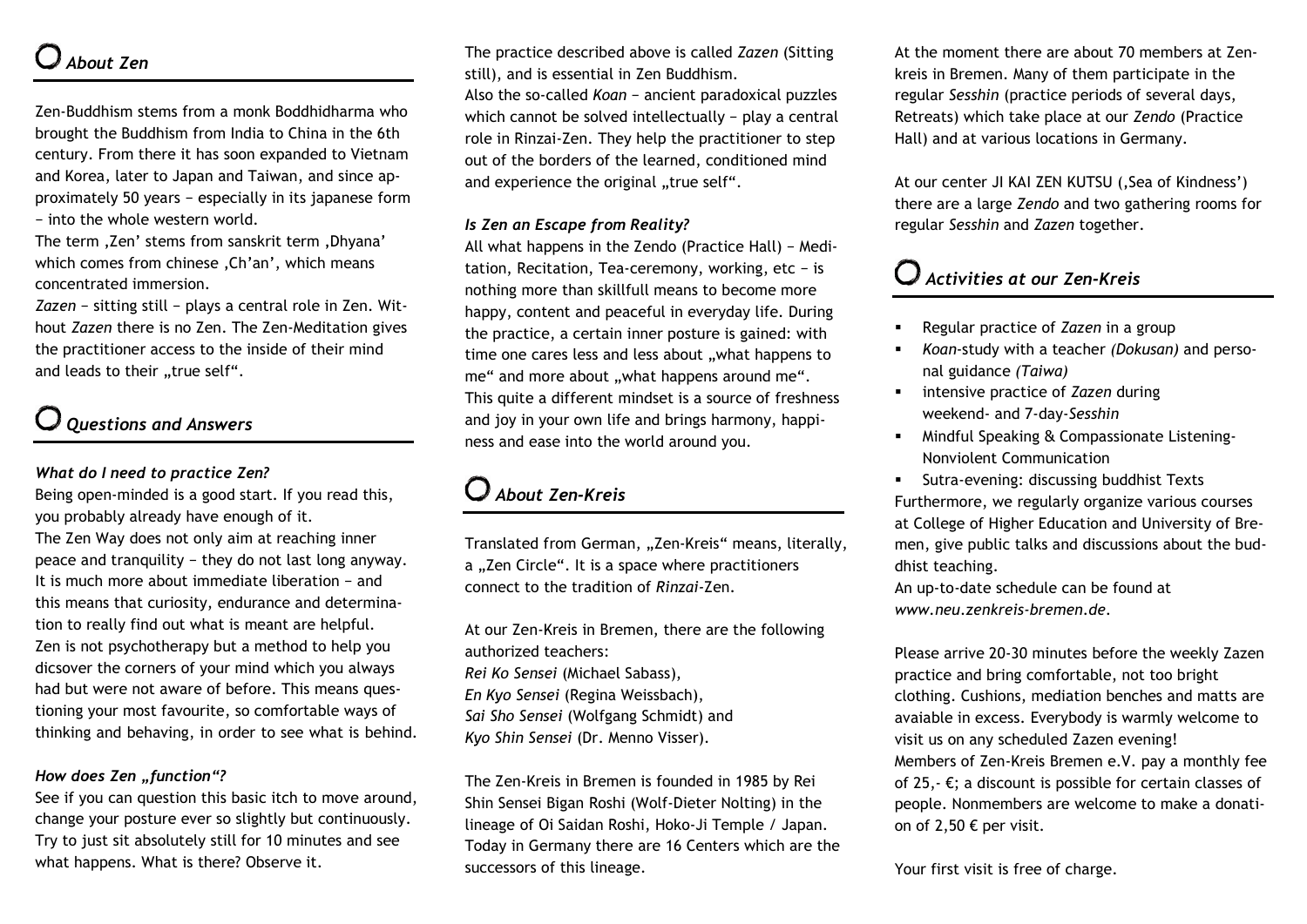## *About Zen*

Zen-Buddhism stems from a monk Boddhidharma who brought the Buddhism from India to China in the 6th century. From there it has soon expanded to Vietnam and Korea, later to Japan and Taiwan, and since approximately 50 years – especially in its japanese form – into the whole western world.

The term ‚Zen' stems from sanskrit term ‚Dhyana' which comes from chinese ‚Ch'an', which means concentrated immersion.

*Zazen* – sitting still – plays a central role in Zen. Without *Zazen* there is no Zen. The Zen-Meditation gives the practitioner access to the inside of their mind and leads to their „true self".

## *Questions and Answers*

### *What do I need to practice Zen?*

Being open-minded is a good start. If you read this, you probably already have enough of it.

The Zen Way does not only aim at reaching inner peace and tranquility – they do not last long anyway. It is much more about immediate liberation – and this means that curiosity, endurance and determination to really find out what is meant are helpful.

Zen is not psychotherapy but a method to help you dicsover the corners of your mind which you always had but were not aware of before. This means questioning your most favourite, so comfortable ways of thinking and behaving, in order to see what is behind.

### *How does Zen „function"?*

See if you can question this basic itch to move around, change your posture ever so slightly but continuously. Try to just sit absolutely still for 10 minutes and see what happens. What is there? Observe it.

The practice described above is called *Zazen* (Sitting still), and is essential in Zen Buddhism.

Also the so-called *Koan* – ancient paradoxical puzzles which cannot be solved intellectually – play a central role in Rinzai-Zen. They help the practitioner to step out of the borders of the learned, conditioned mind and experience the original „true self".

### *Is Zen an Escape from Reality?*

All what happens in the Zendo (Practice Hall) – Meditation, Recitation, Tea-ceremony, working, etc – is nothing more than skillfull means to become more happy, content and peaceful in everyday life. During the practice, a certain inner posture is gained: with time one cares less and less about „what happens to me" and more about „what happens around me". This quite a different mindset is a source of freshness and joy in your own life and brings harmony, happiness and ease into the world around you.

## *About Zen-Kreis*

Translated from German, „Zen-Kreis" means, literally, a „Zen Circle". It is a space where practitioners connect to the tradition of *Rinzai*-Zen.

At our Zen-Kreis in Bremen, there are the following authorized teachers:
*Rei Ko Sensei* (Michael Sabass),
*En Kyo Sensei* (Regina Weissbach),
*Sai Sho Sensei* (Wolfgang Schmidt) and
*Kyo Shin Sensei* (Dr. Menno Visser).

The Zen-Kreis in Bremen is founded in 1985 by Rei Shin Sensei Bigan Roshi (Wolf-Dieter Nolting) in the lineage of Oi Saidan Roshi, Hoko-Ji Temple / Japan. Today in Germany there are 16 Centers which are the successors of this lineage.

At the moment there are about 70 members at Zenkreis in Bremen. Many of them participate in the regular *Sesshin* (practice periods of several days, Retreats) which take place at our *Zendo* (Practice Hall) and at various locations in Germany.

At our center JI KAI ZEN KUTSU (‚Sea of Kindness') there are a large *Zendo* and two gathering rooms for regular *Sesshin* and *Zazen* together.

## *Activities at our Zen-Kreis*

- Regular practice of *Zazen* in a group
- *Koan*-study with a teacher *(Dokusan)* and personal guidance *(Taiwa)*
- intensive practice of *Zazen* during weekend- and 7-day-*Sesshin*
- Mindful Speaking & Compassionate Listening-Nonviolent Communication
- Sutra-evening: discussing buddhist Texts

Furthermore, we regularly organize various courses at College of Higher Education and University of Bremen, give public talks and discussions about the buddhist teaching.

An up-to-date schedule can be found at *www.neu.zenkreis-bremen.de*.

Please arrive 20-30 minutes before the weekly Zazen practice and bring comfortable, not too bright clothing. Cushions, mediation benches and matts are avaiable in excess. Everybody is warmly welcome to visit us on any scheduled Zazen evening!

Members of Zen-Kreis Bremen e.V. pay a monthly fee of 25,- €; a discount is possible for certain classes of people. Nonmembers are welcome to make a donation of 2,50 € per visit.

Your first visit is free of charge.